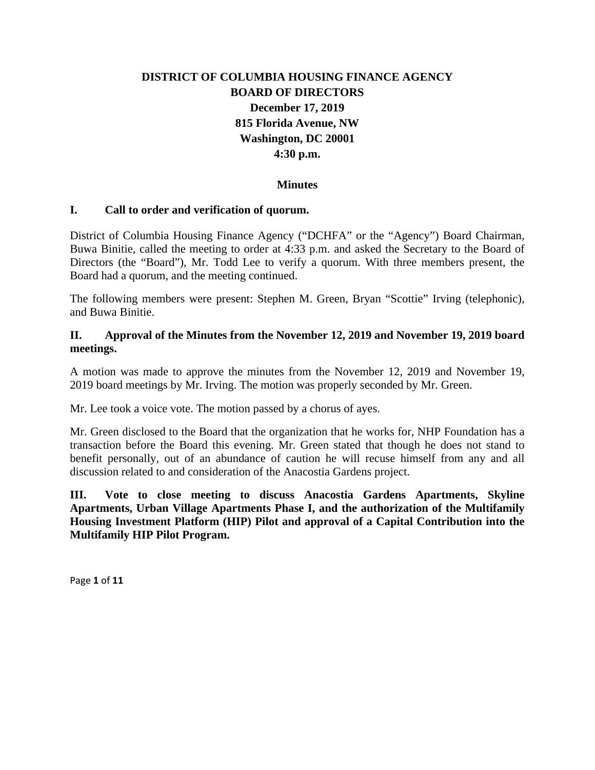# DISTRICT OF COLUMBIA HOUSING FINANCE AGENCY
## BOARD OF DIRECTORS
**December 17, 2019**
**815 Florida Avenue, NW**
**Washington, DC 20001**
**4:30 p.m.**

## Minutes

### I. Call to order and verification of quorum.

District of Columbia Housing Finance Agency ("DCHFA" or the "Agency") Board Chairman, Buwa Binitie, called the meeting to order at 4:33 p.m. and asked the Secretary to the Board of Directors (the "Board"), Mr. Todd Lee to verify a quorum. With three members present, the Board had a quorum, and the meeting continued.

The following members were present: Stephen M. Green, Bryan "Scottie" Irving (telephonic), and Buwa Binitie.

### II. Approval of the Minutes from the November 12, 2019 and November 19, 2019 board meetings.

A motion was made to approve the minutes from the November 12, 2019 and November 19, 2019 board meetings by Mr. Irving. The motion was properly seconded by Mr. Green.

Mr. Lee took a voice vote. The motion passed by a chorus of ayes.

Mr. Green disclosed to the Board that the organization that he works for, NHP Foundation has a transaction before the Board this evening. Mr. Green stated that though he does not stand to benefit personally, out of an abundance of caution he will recuse himself from any and all discussion related to and consideration of the Anacostia Gardens project.

### III. Vote to close meeting to discuss Anacostia Gardens Apartments, Skyline Apartments, Urban Village Apartments Phase I, and the authorization of the Multifamily Housing Investment Platform (HIP) Pilot and approval of a Capital Contribution into the Multifamily HIP Pilot Program.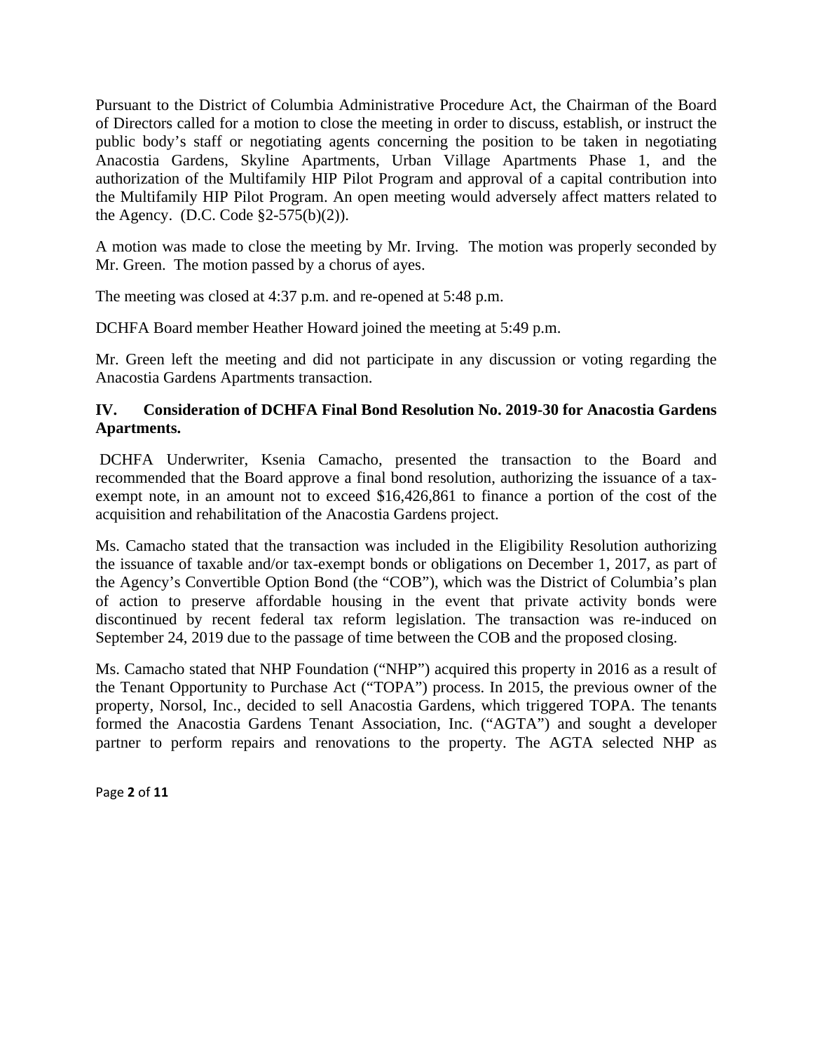Pursuant to the District of Columbia Administrative Procedure Act, the Chairman of the Board of Directors called for a motion to close the meeting in order to discuss, establish, or instruct the public body's staff or negotiating agents concerning the position to be taken in negotiating Anacostia Gardens, Skyline Apartments, Urban Village Apartments Phase 1, and the authorization of the Multifamily HIP Pilot Program and approval of a capital contribution into the Multifamily HIP Pilot Program. An open meeting would adversely affect matters related to the Agency. (D.C. Code §2-575(b)(2)).

A motion was made to close the meeting by Mr. Irving. The motion was properly seconded by Mr. Green. The motion passed by a chorus of ayes.

The meeting was closed at 4:37 p.m. and re-opened at 5:48 p.m.

DCHFA Board member Heather Howard joined the meeting at 5:49 p.m.

Mr. Green left the meeting and did not participate in any discussion or voting regarding the Anacostia Gardens Apartments transaction.

## IV. Consideration of DCHFA Final Bond Resolution No. 2019-30 for Anacostia Gardens Apartments.

DCHFA Underwriter, Ksenia Camacho, presented the transaction to the Board and recommended that the Board approve a final bond resolution, authorizing the issuance of a tax-exempt note, in an amount not to exceed $16,426,861 to finance a portion of the cost of the acquisition and rehabilitation of the Anacostia Gardens project.

Ms. Camacho stated that the transaction was included in the Eligibility Resolution authorizing the issuance of taxable and/or tax-exempt bonds or obligations on December 1, 2017, as part of the Agency's Convertible Option Bond (the "COB"), which was the District of Columbia's plan of action to preserve affordable housing in the event that private activity bonds were discontinued by recent federal tax reform legislation. The transaction was re-induced on September 24, 2019 due to the passage of time between the COB and the proposed closing.

Ms. Camacho stated that NHP Foundation ("NHP") acquired this property in 2016 as a result of the Tenant Opportunity to Purchase Act ("TOPA") process. In 2015, the previous owner of the property, Norsol, Inc., decided to sell Anacostia Gardens, which triggered TOPA. The tenants formed the Anacostia Gardens Tenant Association, Inc. ("AGTA") and sought a developer partner to perform repairs and renovations to the property. The AGTA selected NHP as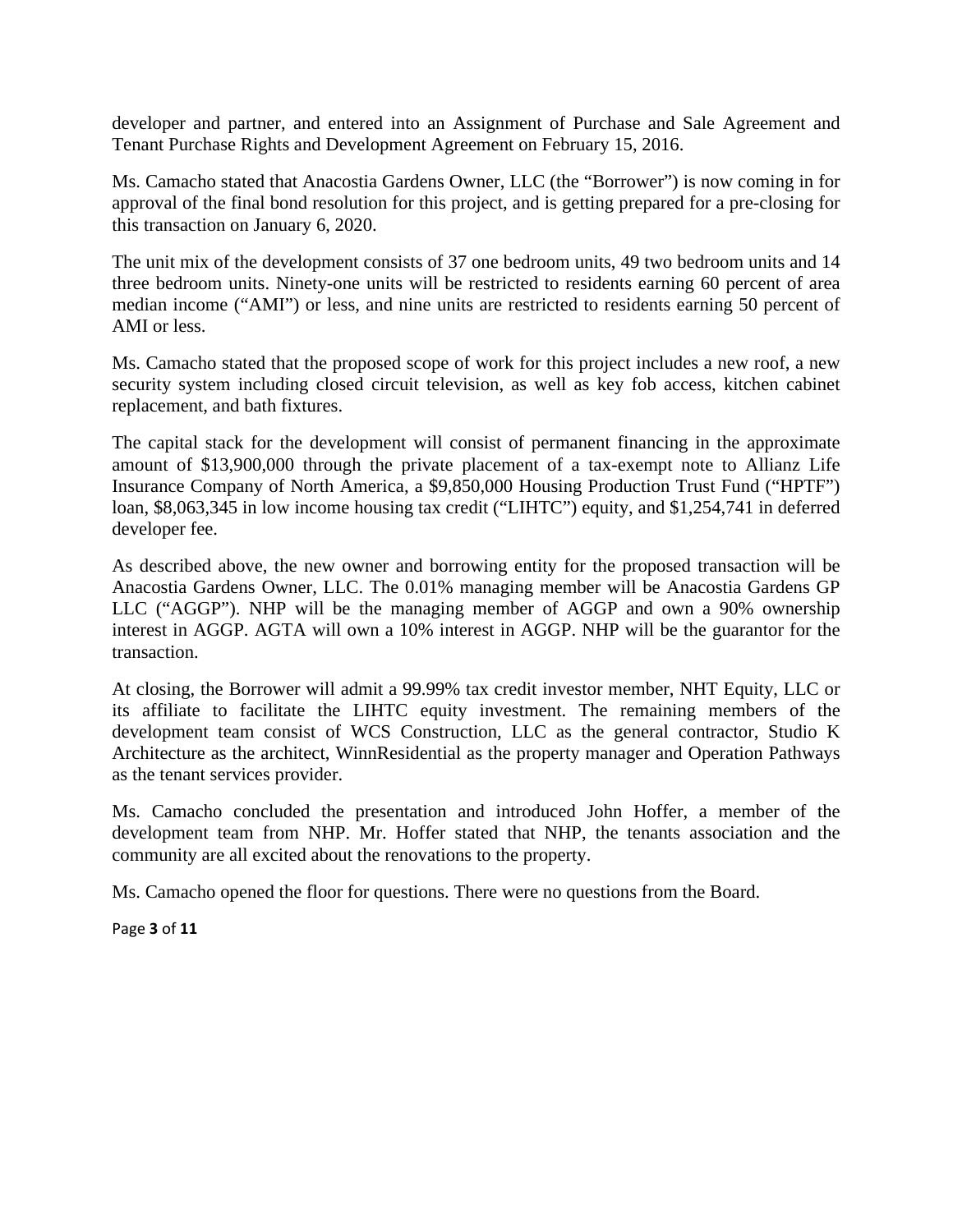developer and partner, and entered into an Assignment of Purchase and Sale Agreement and Tenant Purchase Rights and Development Agreement on February 15, 2016.

Ms. Camacho stated that Anacostia Gardens Owner, LLC (the "Borrower") is now coming in for approval of the final bond resolution for this project, and is getting prepared for a pre-closing for this transaction on January 6, 2020.

The unit mix of the development consists of 37 one bedroom units, 49 two bedroom units and 14 three bedroom units. Ninety-one units will be restricted to residents earning 60 percent of area median income ("AMI") or less, and nine units are restricted to residents earning 50 percent of AMI or less.

Ms. Camacho stated that the proposed scope of work for this project includes a new roof, a new security system including closed circuit television, as well as key fob access, kitchen cabinet replacement, and bath fixtures.

The capital stack for the development will consist of permanent financing in the approximate amount of $13,900,000 through the private placement of a tax-exempt note to Allianz Life Insurance Company of North America, a $9,850,000 Housing Production Trust Fund ("HPTF") loan, $8,063,345 in low income housing tax credit ("LIHTC") equity, and $1,254,741 in deferred developer fee.

As described above, the new owner and borrowing entity for the proposed transaction will be Anacostia Gardens Owner, LLC. The 0.01% managing member will be Anacostia Gardens GP LLC ("AGGP"). NHP will be the managing member of AGGP and own a 90% ownership interest in AGGP. AGTA will own a 10% interest in AGGP. NHP will be the guarantor for the transaction.

At closing, the Borrower will admit a 99.99% tax credit investor member, NHT Equity, LLC or its affiliate to facilitate the LIHTC equity investment. The remaining members of the development team consist of WCS Construction, LLC as the general contractor, Studio K Architecture as the architect, WinnResidential as the property manager and Operation Pathways as the tenant services provider.

Ms. Camacho concluded the presentation and introduced John Hoffer, a member of the development team from NHP. Mr. Hoffer stated that NHP, the tenants association and the community are all excited about the renovations to the property.

Ms. Camacho opened the floor for questions. There were no questions from the Board.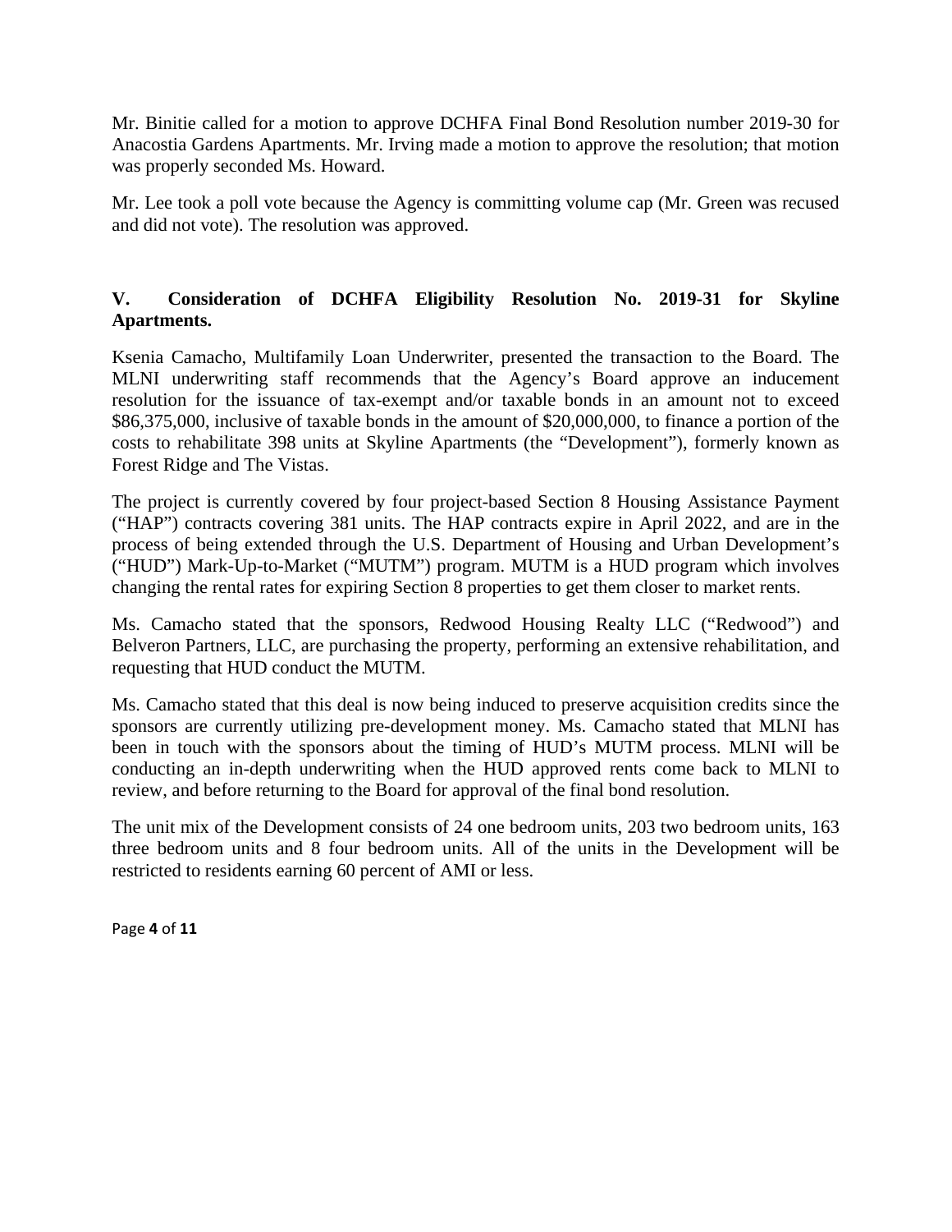Mr. Binitie called for a motion to approve DCHFA Final Bond Resolution number 2019-30 for Anacostia Gardens Apartments. Mr. Irving made a motion to approve the resolution; that motion was properly seconded Ms. Howard.

Mr. Lee took a poll vote because the Agency is committing volume cap (Mr. Green was recused and did not vote). The resolution was approved.

## V. Consideration of DCHFA Eligibility Resolution No. 2019-31 for Skyline Apartments.

Ksenia Camacho, Multifamily Loan Underwriter, presented the transaction to the Board. The MLNI underwriting staff recommends that the Agency's Board approve an inducement resolution for the issuance of tax-exempt and/or taxable bonds in an amount not to exceed \$86,375,000, inclusive of taxable bonds in the amount of \$20,000,000, to finance a portion of the costs to rehabilitate 398 units at Skyline Apartments (the "Development"), formerly known as Forest Ridge and The Vistas.

The project is currently covered by four project-based Section 8 Housing Assistance Payment ("HAP") contracts covering 381 units. The HAP contracts expire in April 2022, and are in the process of being extended through the U.S. Department of Housing and Urban Development's ("HUD") Mark-Up-to-Market ("MUTM") program. MUTM is a HUD program which involves changing the rental rates for expiring Section 8 properties to get them closer to market rents.

Ms. Camacho stated that the sponsors, Redwood Housing Realty LLC ("Redwood") and Belveron Partners, LLC, are purchasing the property, performing an extensive rehabilitation, and requesting that HUD conduct the MUTM.

Ms. Camacho stated that this deal is now being induced to preserve acquisition credits since the sponsors are currently utilizing pre-development money. Ms. Camacho stated that MLNI has been in touch with the sponsors about the timing of HUD's MUTM process. MLNI will be conducting an in-depth underwriting when the HUD approved rents come back to MLNI to review, and before returning to the Board for approval of the final bond resolution.

The unit mix of the Development consists of 24 one bedroom units, 203 two bedroom units, 163 three bedroom units and 8 four bedroom units. All of the units in the Development will be restricted to residents earning 60 percent of AMI or less.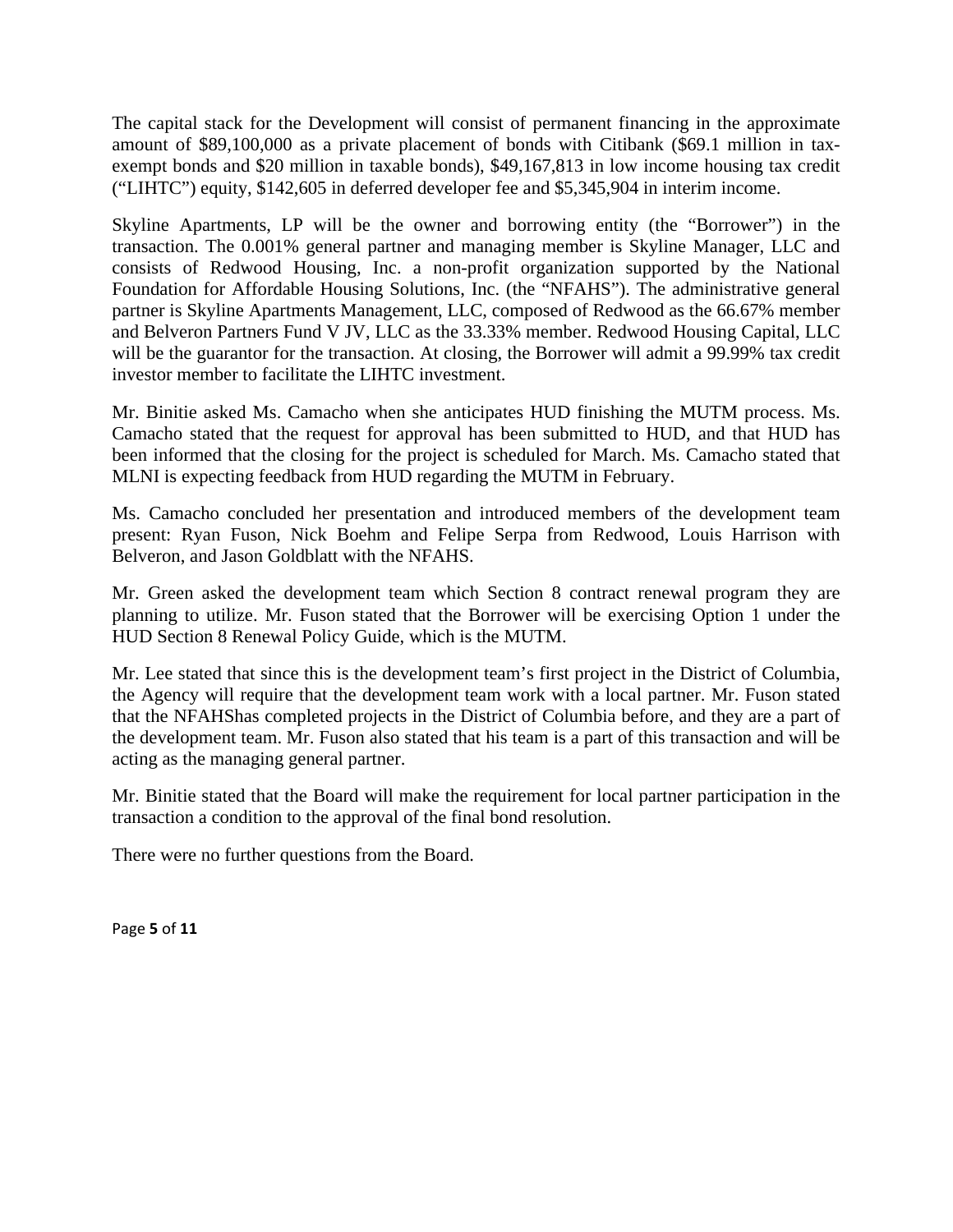The capital stack for the Development will consist of permanent financing in the approximate amount of $89,100,000 as a private placement of bonds with Citibank ($69.1 million in tax-exempt bonds and $20 million in taxable bonds), $49,167,813 in low income housing tax credit ("LIHTC") equity, $142,605 in deferred developer fee and $5,345,904 in interim income.

Skyline Apartments, LP will be the owner and borrowing entity (the "Borrower") in the transaction. The 0.001% general partner and managing member is Skyline Manager, LLC and consists of Redwood Housing, Inc. a non-profit organization supported by the National Foundation for Affordable Housing Solutions, Inc. (the "NFAHS"). The administrative general partner is Skyline Apartments Management, LLC, composed of Redwood as the 66.67% member and Belveron Partners Fund V JV, LLC as the 33.33% member. Redwood Housing Capital, LLC will be the guarantor for the transaction. At closing, the Borrower will admit a 99.99% tax credit investor member to facilitate the LIHTC investment.

Mr. Binitie asked Ms. Camacho when she anticipates HUD finishing the MUTM process. Ms. Camacho stated that the request for approval has been submitted to HUD, and that HUD has been informed that the closing for the project is scheduled for March. Ms. Camacho stated that MLNI is expecting feedback from HUD regarding the MUTM in February.

Ms. Camacho concluded her presentation and introduced members of the development team present: Ryan Fuson, Nick Boehm and Felipe Serpa from Redwood, Louis Harrison with Belveron, and Jason Goldblatt with the NFAHS.

Mr. Green asked the development team which Section 8 contract renewal program they are planning to utilize. Mr. Fuson stated that the Borrower will be exercising Option 1 under the HUD Section 8 Renewal Policy Guide, which is the MUTM.

Mr. Lee stated that since this is the development team's first project in the District of Columbia, the Agency will require that the development team work with a local partner. Mr. Fuson stated that the NFAHShas completed projects in the District of Columbia before, and they are a part of the development team. Mr. Fuson also stated that his team is a part of this transaction and will be acting as the managing general partner.

Mr. Binitie stated that the Board will make the requirement for local partner participation in the transaction a condition to the approval of the final bond resolution.

There were no further questions from the Board.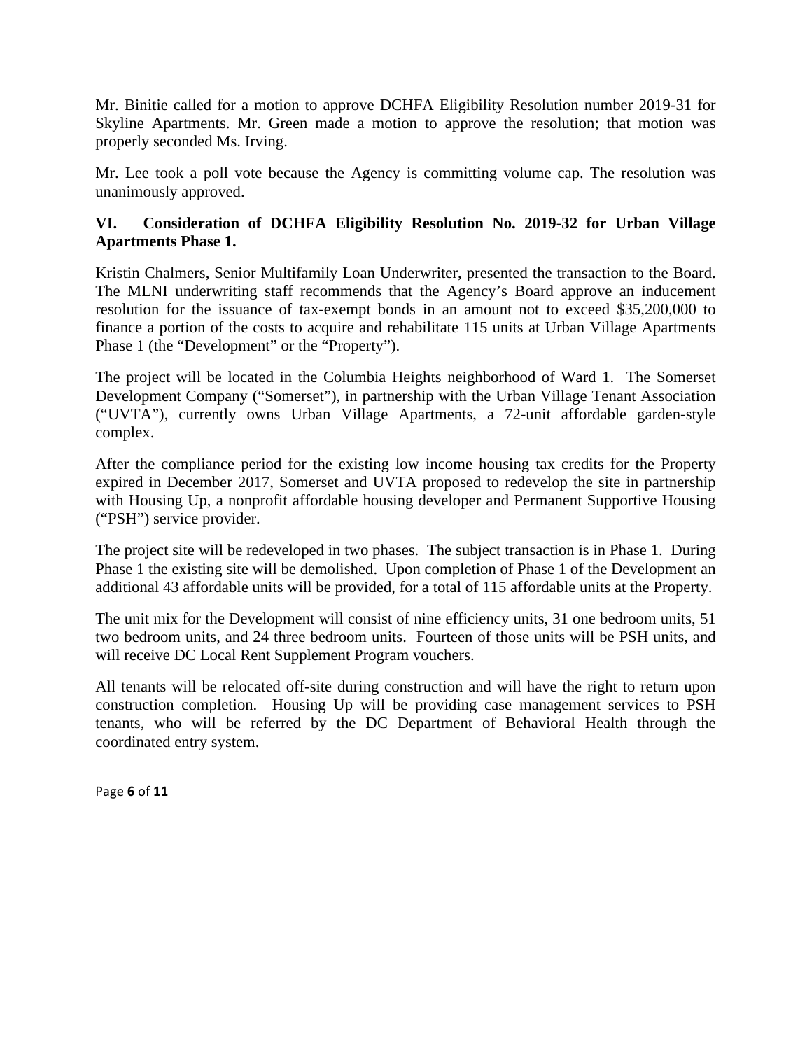Mr. Binitie called for a motion to approve DCHFA Eligibility Resolution number 2019-31 for Skyline Apartments. Mr. Green made a motion to approve the resolution; that motion was properly seconded Ms. Irving.

Mr. Lee took a poll vote because the Agency is committing volume cap. The resolution was unanimously approved.

**VI. Consideration of DCHFA Eligibility Resolution No. 2019-32 for Urban Village Apartments Phase 1.**

Kristin Chalmers, Senior Multifamily Loan Underwriter, presented the transaction to the Board. The MLNI underwriting staff recommends that the Agency's Board approve an inducement resolution for the issuance of tax-exempt bonds in an amount not to exceed $35,200,000 to finance a portion of the costs to acquire and rehabilitate 115 units at Urban Village Apartments Phase 1 (the "Development" or the "Property").

The project will be located in the Columbia Heights neighborhood of Ward 1. The Somerset Development Company ("Somerset"), in partnership with the Urban Village Tenant Association ("UVTA"), currently owns Urban Village Apartments, a 72-unit affordable garden-style complex.

After the compliance period for the existing low income housing tax credits for the Property expired in December 2017, Somerset and UVTA proposed to redevelop the site in partnership with Housing Up, a nonprofit affordable housing developer and Permanent Supportive Housing ("PSH") service provider.

The project site will be redeveloped in two phases. The subject transaction is in Phase 1. During Phase 1 the existing site will be demolished. Upon completion of Phase 1 of the Development an additional 43 affordable units will be provided, for a total of 115 affordable units at the Property.

The unit mix for the Development will consist of nine efficiency units, 31 one bedroom units, 51 two bedroom units, and 24 three bedroom units. Fourteen of those units will be PSH units, and will receive DC Local Rent Supplement Program vouchers.

All tenants will be relocated off-site during construction and will have the right to return upon construction completion. Housing Up will be providing case management services to PSH tenants, who will be referred by the DC Department of Behavioral Health through the coordinated entry system.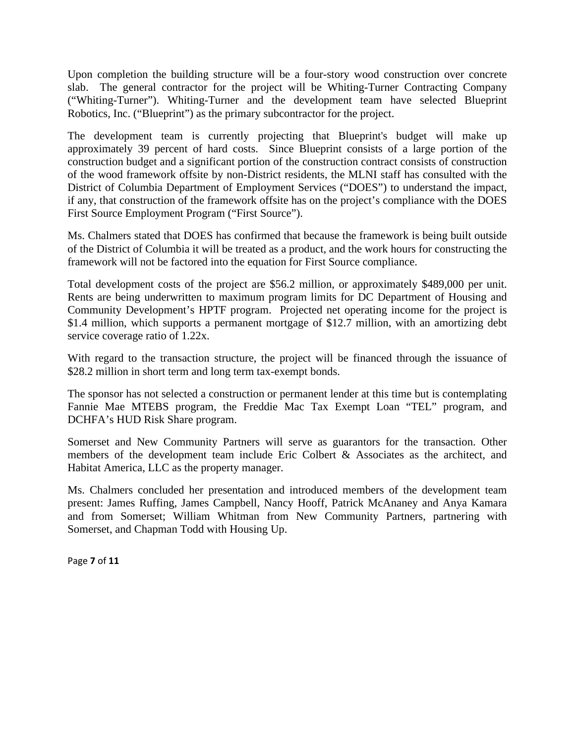Upon completion the building structure will be a four-story wood construction over concrete slab. The general contractor for the project will be Whiting-Turner Contracting Company ("Whiting-Turner"). Whiting-Turner and the development team have selected Blueprint Robotics, Inc. ("Blueprint") as the primary subcontractor for the project.

The development team is currently projecting that Blueprint's budget will make up approximately 39 percent of hard costs. Since Blueprint consists of a large portion of the construction budget and a significant portion of the construction contract consists of construction of the wood framework offsite by non-District residents, the MLNI staff has consulted with the District of Columbia Department of Employment Services ("DOES") to understand the impact, if any, that construction of the framework offsite has on the project's compliance with the DOES First Source Employment Program ("First Source").

Ms. Chalmers stated that DOES has confirmed that because the framework is being built outside of the District of Columbia it will be treated as a product, and the work hours for constructing the framework will not be factored into the equation for First Source compliance.

Total development costs of the project are $56.2 million, or approximately $489,000 per unit. Rents are being underwritten to maximum program limits for DC Department of Housing and Community Development's HPTF program. Projected net operating income for the project is $1.4 million, which supports a permanent mortgage of $12.7 million, with an amortizing debt service coverage ratio of 1.22x.

With regard to the transaction structure, the project will be financed through the issuance of $28.2 million in short term and long term tax-exempt bonds.

The sponsor has not selected a construction or permanent lender at this time but is contemplating Fannie Mae MTEBS program, the Freddie Mac Tax Exempt Loan "TEL" program, and DCHFA's HUD Risk Share program.

Somerset and New Community Partners will serve as guarantors for the transaction. Other members of the development team include Eric Colbert & Associates as the architect, and Habitat America, LLC as the property manager.

Ms. Chalmers concluded her presentation and introduced members of the development team present: James Ruffing, James Campbell, Nancy Hooff, Patrick McAnaney and Anya Kamara and from Somerset; William Whitman from New Community Partners, partnering with Somerset, and Chapman Todd with Housing Up.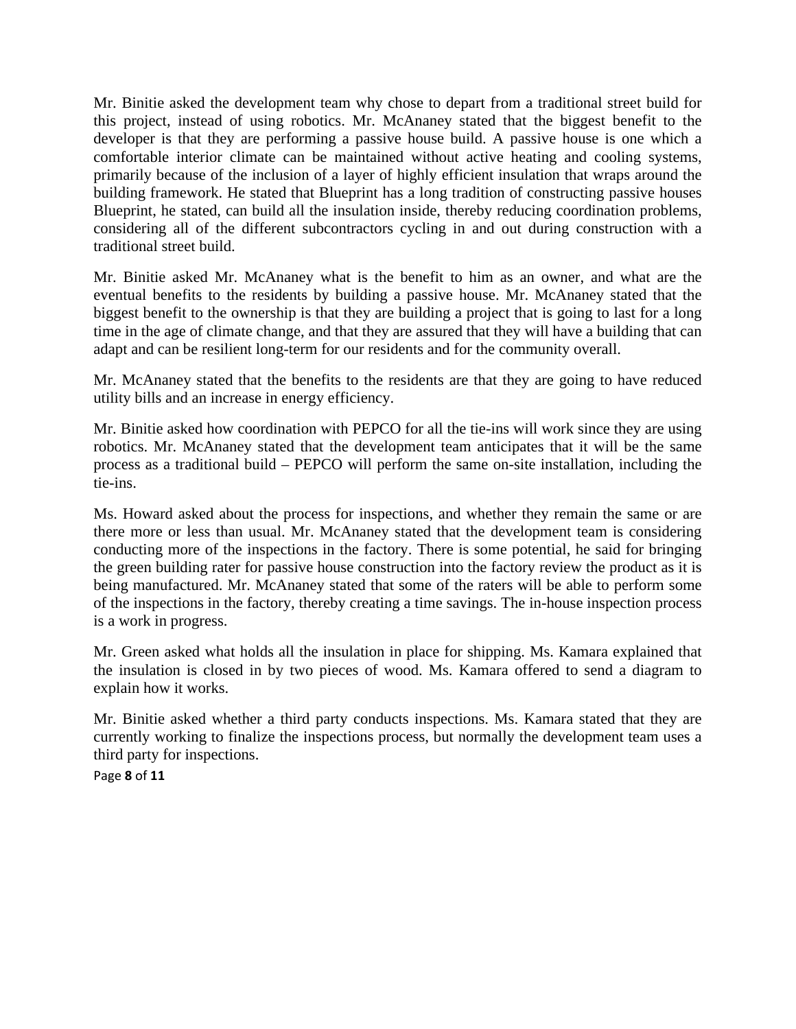Mr. Binitie asked the development team why chose to depart from a traditional street build for this project, instead of using robotics. Mr. McAnaney stated that the biggest benefit to the developer is that they are performing a passive house build. A passive house is one which a comfortable interior climate can be maintained without active heating and cooling systems, primarily because of the inclusion of a layer of highly efficient insulation that wraps around the building framework. He stated that Blueprint has a long tradition of constructing passive houses Blueprint, he stated, can build all the insulation inside, thereby reducing coordination problems, considering all of the different subcontractors cycling in and out during construction with a traditional street build.

Mr. Binitie asked Mr. McAnaney what is the benefit to him as an owner, and what are the eventual benefits to the residents by building a passive house. Mr. McAnaney stated that the biggest benefit to the ownership is that they are building a project that is going to last for a long time in the age of climate change, and that they are assured that they will have a building that can adapt and can be resilient long-term for our residents and for the community overall.

Mr. McAnaney stated that the benefits to the residents are that they are going to have reduced utility bills and an increase in energy efficiency.

Mr. Binitie asked how coordination with PEPCO for all the tie-ins will work since they are using robotics. Mr. McAnaney stated that the development team anticipates that it will be the same process as a traditional build – PEPCO will perform the same on-site installation, including the tie-ins.

Ms. Howard asked about the process for inspections, and whether they remain the same or are there more or less than usual. Mr. McAnaney stated that the development team is considering conducting more of the inspections in the factory. There is some potential, he said for bringing the green building rater for passive house construction into the factory review the product as it is being manufactured. Mr. McAnaney stated that some of the raters will be able to perform some of the inspections in the factory, thereby creating a time savings. The in-house inspection process is a work in progress.

Mr. Green asked what holds all the insulation in place for shipping. Ms. Kamara explained that the insulation is closed in by two pieces of wood. Ms. Kamara offered to send a diagram to explain how it works.

Mr. Binitie asked whether a third party conducts inspections. Ms. Kamara stated that they are currently working to finalize the inspections process, but normally the development team uses a third party for inspections.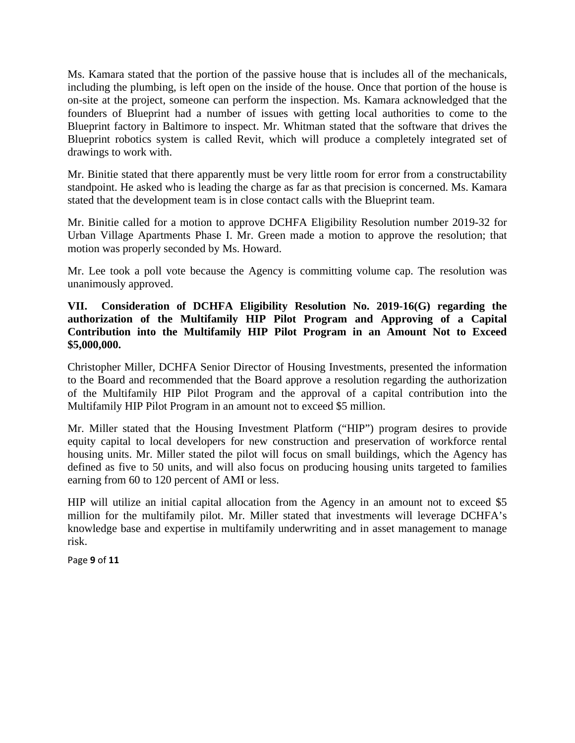Ms. Kamara stated that the portion of the passive house that is includes all of the mechanicals, including the plumbing, is left open on the inside of the house. Once that portion of the house is on-site at the project, someone can perform the inspection. Ms. Kamara acknowledged that the founders of Blueprint had a number of issues with getting local authorities to come to the Blueprint factory in Baltimore to inspect. Mr. Whitman stated that the software that drives the Blueprint robotics system is called Revit, which will produce a completely integrated set of drawings to work with.

Mr. Binitie stated that there apparently must be very little room for error from a constructability standpoint. He asked who is leading the charge as far as that precision is concerned. Ms. Kamara stated that the development team is in close contact calls with the Blueprint team.

Mr. Binitie called for a motion to approve DCHFA Eligibility Resolution number 2019-32 for Urban Village Apartments Phase I. Mr. Green made a motion to approve the resolution; that motion was properly seconded by Ms. Howard.

Mr. Lee took a poll vote because the Agency is committing volume cap. The resolution was unanimously approved.

**VII. Consideration of DCHFA Eligibility Resolution No. 2019-16(G) regarding the authorization of the Multifamily HIP Pilot Program and Approving of a Capital Contribution into the Multifamily HIP Pilot Program in an Amount Not to Exceed $5,000,000.**

Christopher Miller, DCHFA Senior Director of Housing Investments, presented the information to the Board and recommended that the Board approve a resolution regarding the authorization of the Multifamily HIP Pilot Program and the approval of a capital contribution into the Multifamily HIP Pilot Program in an amount not to exceed $5 million.

Mr. Miller stated that the Housing Investment Platform ("HIP") program desires to provide equity capital to local developers for new construction and preservation of workforce rental housing units. Mr. Miller stated the pilot will focus on small buildings, which the Agency has defined as five to 50 units, and will also focus on producing housing units targeted to families earning from 60 to 120 percent of AMI or less.

HIP will utilize an initial capital allocation from the Agency in an amount not to exceed $5 million for the multifamily pilot. Mr. Miller stated that investments will leverage DCHFA's knowledge base and expertise in multifamily underwriting and in asset management to manage risk.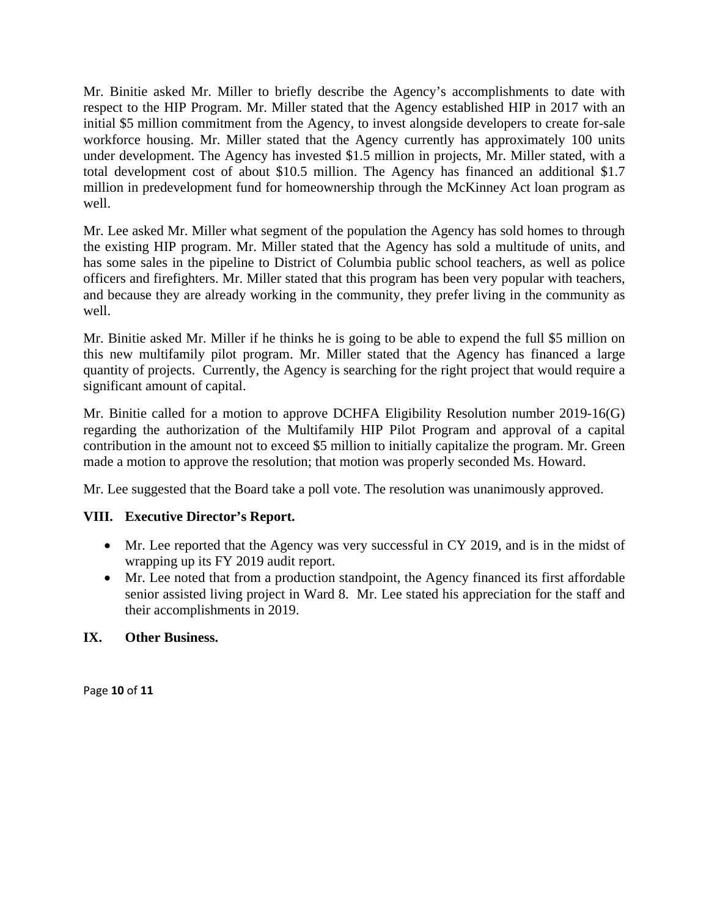Mr. Binitie asked Mr. Miller to briefly describe the Agency's accomplishments to date with respect to the HIP Program. Mr. Miller stated that the Agency established HIP in 2017 with an initial $5 million commitment from the Agency, to invest alongside developers to create for-sale workforce housing. Mr. Miller stated that the Agency currently has approximately 100 units under development. The Agency has invested $1.5 million in projects, Mr. Miller stated, with a total development cost of about $10.5 million. The Agency has financed an additional $1.7 million in predevelopment fund for homeownership through the McKinney Act loan program as well.

Mr. Lee asked Mr. Miller what segment of the population the Agency has sold homes to through the existing HIP program. Mr. Miller stated that the Agency has sold a multitude of units, and has some sales in the pipeline to District of Columbia public school teachers, as well as police officers and firefighters. Mr. Miller stated that this program has been very popular with teachers, and because they are already working in the community, they prefer living in the community as well.

Mr. Binitie asked Mr. Miller if he thinks he is going to be able to expend the full $5 million on this new multifamily pilot program. Mr. Miller stated that the Agency has financed a large quantity of projects. Currently, the Agency is searching for the right project that would require a significant amount of capital.

Mr. Binitie called for a motion to approve DCHFA Eligibility Resolution number 2019-16(G) regarding the authorization of the Multifamily HIP Pilot Program and approval of a capital contribution in the amount not to exceed $5 million to initially capitalize the program. Mr. Green made a motion to approve the resolution; that motion was properly seconded Ms. Howard.

Mr. Lee suggested that the Board take a poll vote. The resolution was unanimously approved.

## VIII. Executive Director's Report.

- Mr. Lee reported that the Agency was very successful in CY 2019, and is in the midst of wrapping up its FY 2019 audit report.
- Mr. Lee noted that from a production standpoint, the Agency financed its first affordable senior assisted living project in Ward 8. Mr. Lee stated his appreciation for the staff and their accomplishments in 2019.

## IX. Other Business.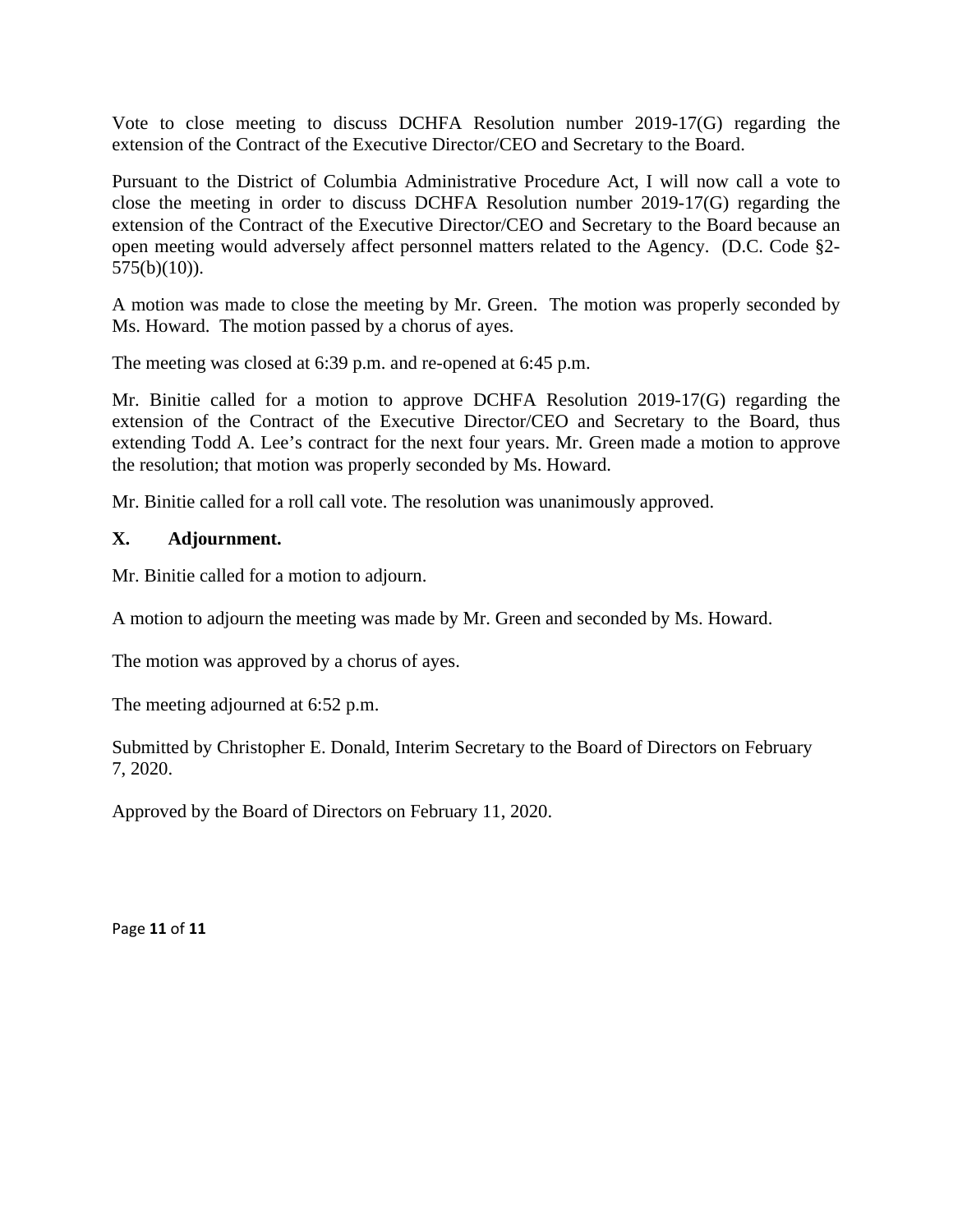Vote to close meeting to discuss DCHFA Resolution number 2019-17(G) regarding the extension of the Contract of the Executive Director/CEO and Secretary to the Board.

Pursuant to the District of Columbia Administrative Procedure Act, I will now call a vote to close the meeting in order to discuss DCHFA Resolution number 2019-17(G) regarding the extension of the Contract of the Executive Director/CEO and Secretary to the Board because an open meeting would adversely affect personnel matters related to the Agency. (D.C. Code §2-575(b)(10)).

A motion was made to close the meeting by Mr. Green. The motion was properly seconded by Ms. Howard. The motion passed by a chorus of ayes.

The meeting was closed at 6:39 p.m. and re-opened at 6:45 p.m.

Mr. Binitie called for a motion to approve DCHFA Resolution 2019-17(G) regarding the extension of the Contract of the Executive Director/CEO and Secretary to the Board, thus extending Todd A. Lee's contract for the next four years. Mr. Green made a motion to approve the resolution; that motion was properly seconded by Ms. Howard.

Mr. Binitie called for a roll call vote. The resolution was unanimously approved.

## X. Adjournment.

Mr. Binitie called for a motion to adjourn.

A motion to adjourn the meeting was made by Mr. Green and seconded by Ms. Howard.

The motion was approved by a chorus of ayes.

The meeting adjourned at 6:52 p.m.

Submitted by Christopher E. Donald, Interim Secretary to the Board of Directors on February 7, 2020.

Approved by the Board of Directors on February 11, 2020.